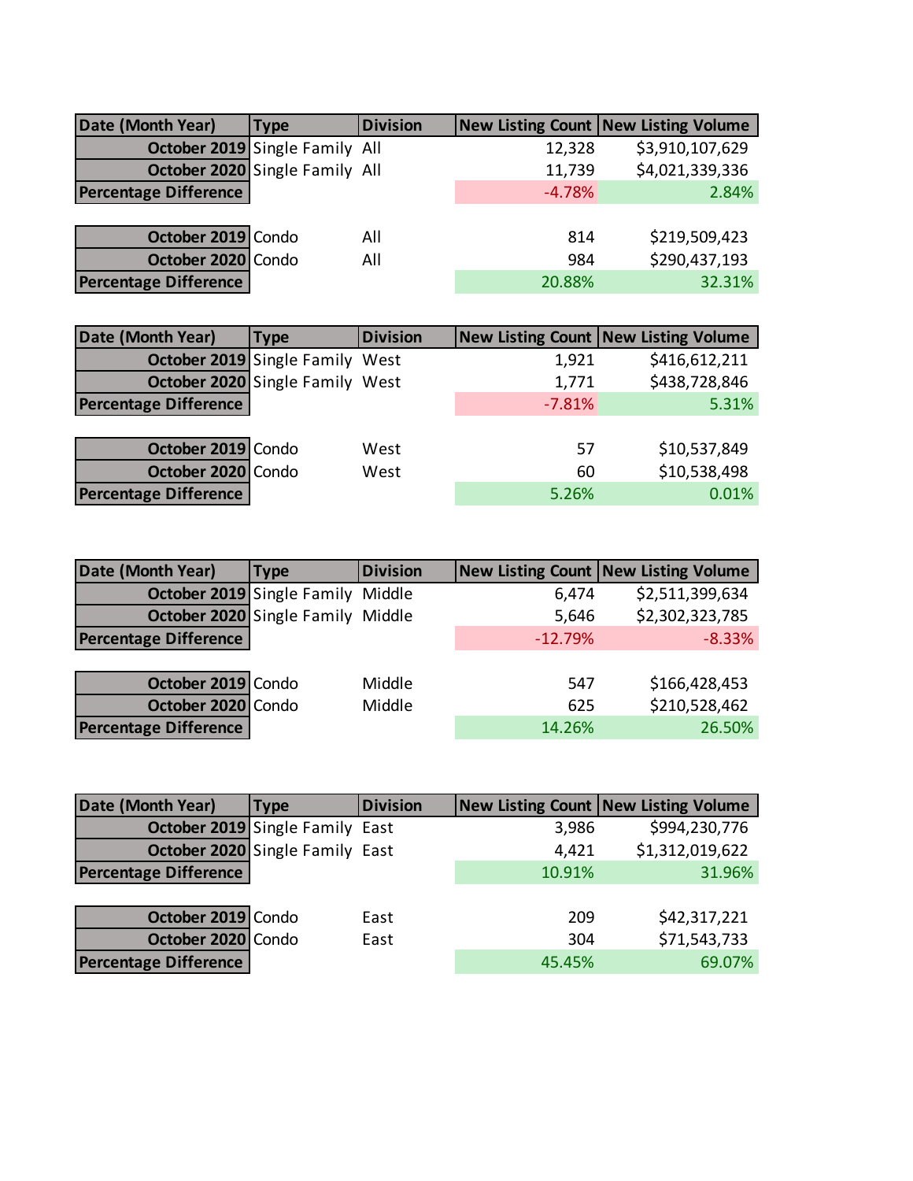| Date (Month Year) | Type | Division | New Listing Count | New Listing Volume |
|---|---|---|---|---|
| October 2019 | Single Family | All | 12,328 | $3,910,107,629 |
| October 2020 | Single Family | All | 11,739 | $4,021,339,336 |
| Percentage Difference | | | -4.78% | 2.84% |
| | | | | |
| October 2019 | Condo | All | 814 | $219,509,423 |
| October 2020 | Condo | All | 984 | $290,437,193 |
| Percentage Difference | | | 20.88% | 32.31% |

| Date (Month Year) | Type | Division | New Listing Count | New Listing Volume |
|---|---|---|---|---|
| October 2019 | Single Family | West | 1,921 | $416,612,211 |
| October 2020 | Single Family | West | 1,771 | $438,728,846 |
| Percentage Difference | | | -7.81% | 5.31% |
| | | | | |
| October 2019 | Condo | West | 57 | $10,537,849 |
| October 2020 | Condo | West | 60 | $10,538,498 |
| Percentage Difference | | | 5.26% | 0.01% |

| Date (Month Year) | Type | Division | New Listing Count | New Listing Volume |
|---|---|---|---|---|
| October 2019 | Single Family | Middle | 6,474 | $2,511,399,634 |
| October 2020 | Single Family | Middle | 5,646 | $2,302,323,785 |
| Percentage Difference | | | -12.79% | -8.33% |
| | | | | |
| October 2019 | Condo | Middle | 547 | $166,428,453 |
| October 2020 | Condo | Middle | 625 | $210,528,462 |
| Percentage Difference | | | 14.26% | 26.50% |

| Date (Month Year) | Type | Division | New Listing Count | New Listing Volume |
|---|---|---|---|---|
| October 2019 | Single Family | East | 3,986 | $994,230,776 |
| October 2020 | Single Family | East | 4,421 | $1,312,019,622 |
| Percentage Difference | | | 10.91% | 31.96% |
| | | | | |
| October 2019 | Condo | East | 209 | $42,317,221 |
| October 2020 | Condo | East | 304 | $71,543,733 |
| Percentage Difference | | | 45.45% | 69.07% |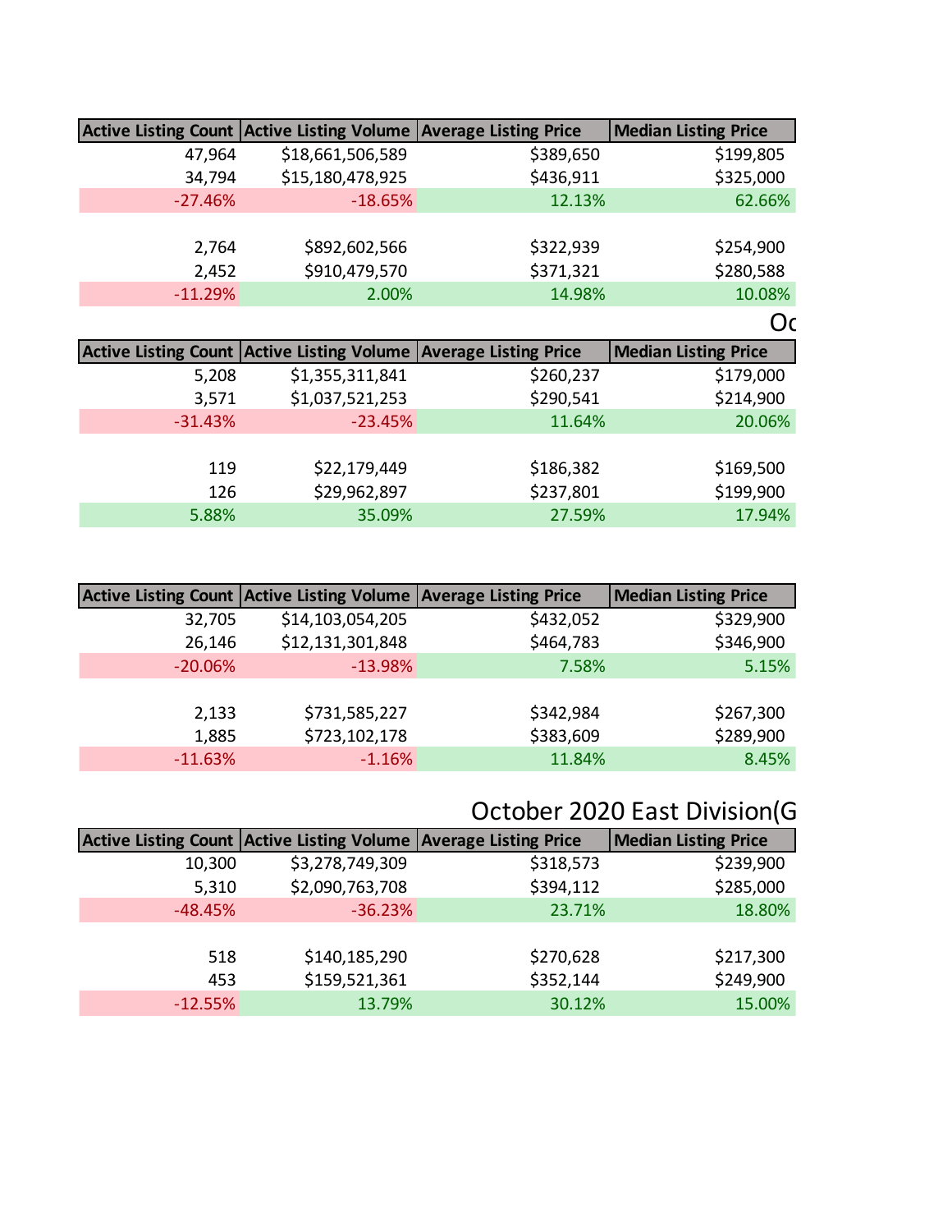| Active Listing Count | Active Listing Volume | Average Listing Price | Median Listing Price |
|---|---|---|---|
| 47,964 | $18,661,506,589 | $389,650 | $199,805 |
| 34,794 | $15,180,478,925 | $436,911 | $325,000 |
| -27.46% | -18.65% | 12.13% | 62.66% |
| | | | |
| 2,764 | $892,602,566 | $322,939 | $254,900 |
| 2,452 | $910,479,570 | $371,321 | $280,588 |
| -11.29% | 2.00% | 14.98% | 10.08% |

Oc

| Active Listing Count | Active Listing Volume | Average Listing Price | Median Listing Price |
|---|---|---|---|
| 5,208 | $1,355,311,841 | $260,237 | $179,000 |
| 3,571 | $1,037,521,253 | $290,541 | $214,900 |
| -31.43% | -23.45% | 11.64% | 20.06% |
| | | | |
| 119 | $22,179,449 | $186,382 | $169,500 |
| 126 | $29,962,897 | $237,801 | $199,900 |
| 5.88% | 35.09% | 27.59% | 17.94% |

| Active Listing Count | Active Listing Volume | Average Listing Price | Median Listing Price |
|---|---|---|---|
| 32,705 | $14,103,054,205 | $432,052 | $329,900 |
| 26,146 | $12,131,301,848 | $464,783 | $346,900 |
| -20.06% | -13.98% | 7.58% | 5.15% |
| | | | |
| 2,133 | $731,585,227 | $342,984 | $267,300 |
| 1,885 | $723,102,178 | $383,609 | $289,900 |
| -11.63% | -1.16% | 11.84% | 8.45% |

## October 2020 East Division(G

| Active Listing Count | Active Listing Volume | Average Listing Price | Median Listing Price |
|---|---|---|---|
| 10,300 | $3,278,749,309 | $318,573 | $239,900 |
| 5,310 | $2,090,763,708 | $394,112 | $285,000 |
| -48.45% | -36.23% | 23.71% | 18.80% |
| | | | |
| 518 | $140,185,290 | $270,628 | $217,300 |
| 453 | $159,521,361 | $352,144 | $249,900 |
| -12.55% | 13.79% | 30.12% | 15.00% |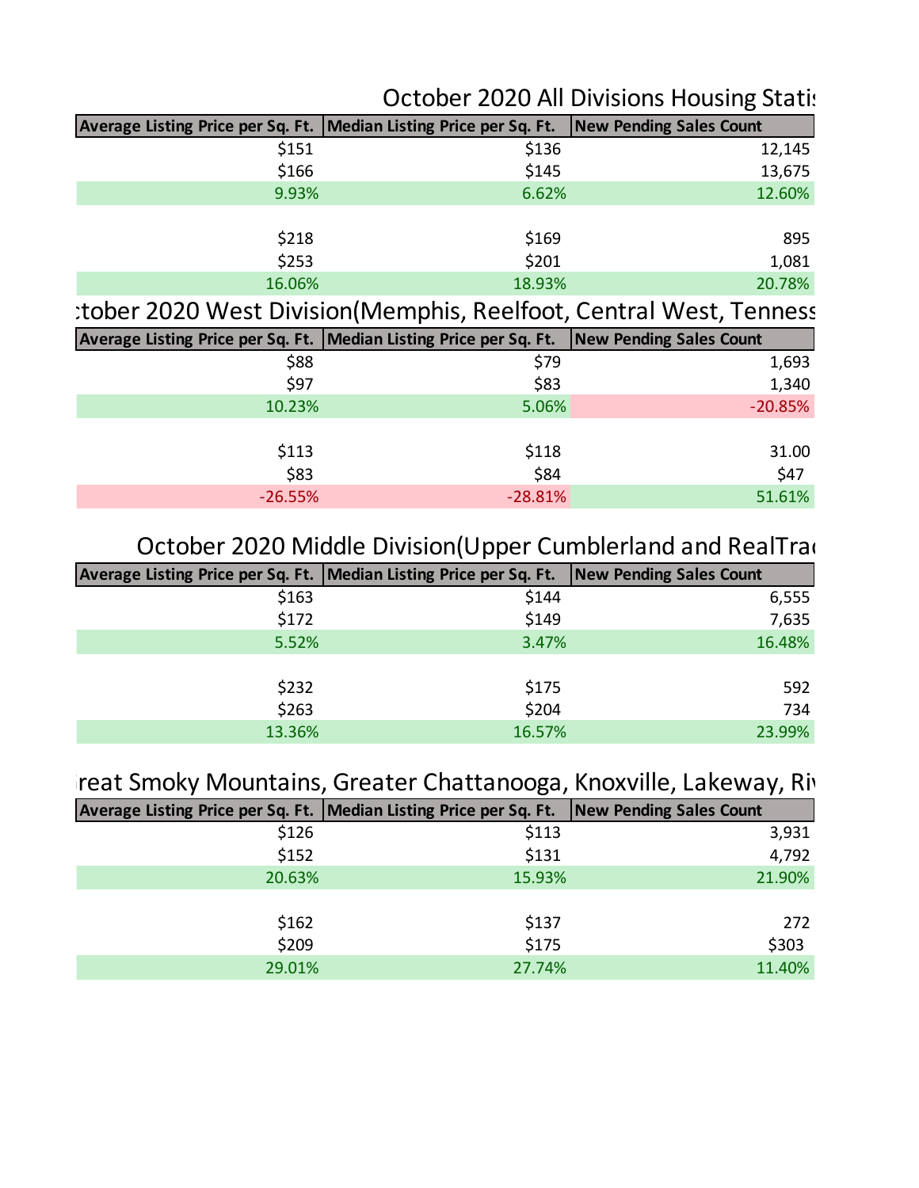## October 2020 All Divisions Housing Statis

| Average Listing Price per Sq. Ft. | Median Listing Price per Sq. Ft. | New Pending Sales Count |
|---|---|---|
| $151 | $136 | 12,145 |
| $166 | $145 | 13,675 |
| 9.93% | 6.62% | 12.60% |
| | | |
| $218 | $169 | 895 |
| $253 | $201 | 1,081 |
| 16.06% | 18.93% | 20.78% |

## ctober 2020 West Division(Memphis, Reelfoot, Central West, Tenness

| Average Listing Price per Sq. Ft. | Median Listing Price per Sq. Ft. | New Pending Sales Count |
|---|---|---|
| $88 | $79 | 1,693 |
| $97 | $83 | 1,340 |
| 10.23% | 5.06% | -20.85% |
| | | |
| $113 | $118 | 31.00 |
| $83 | $84 | $47 |
| -26.55% | -28.81% | 51.61% |

## October 2020 Middle Division(Upper Cumblerland and RealTra

| Average Listing Price per Sq. Ft. | Median Listing Price per Sq. Ft. | New Pending Sales Count |
|---|---|---|
| $163 | $144 | 6,555 |
| $172 | $149 | 7,635 |
| 5.52% | 3.47% | 16.48% |
| | | |
| $232 | $175 | 592 |
| $263 | $204 | 734 |
| 13.36% | 16.57% | 23.99% |

## reat Smoky Mountains, Greater Chattanooga, Knoxville, Lakeway, Ri

| Average Listing Price per Sq. Ft. | Median Listing Price per Sq. Ft. | New Pending Sales Count |
|---|---|---|
| $126 | $113 | 3,931 |
| $152 | $131 | 4,792 |
| 20.63% | 15.93% | 21.90% |
| | | |
| $162 | $137 | 272 |
| $209 | $175 | $303 |
| 29.01% | 27.74% | 11.40% |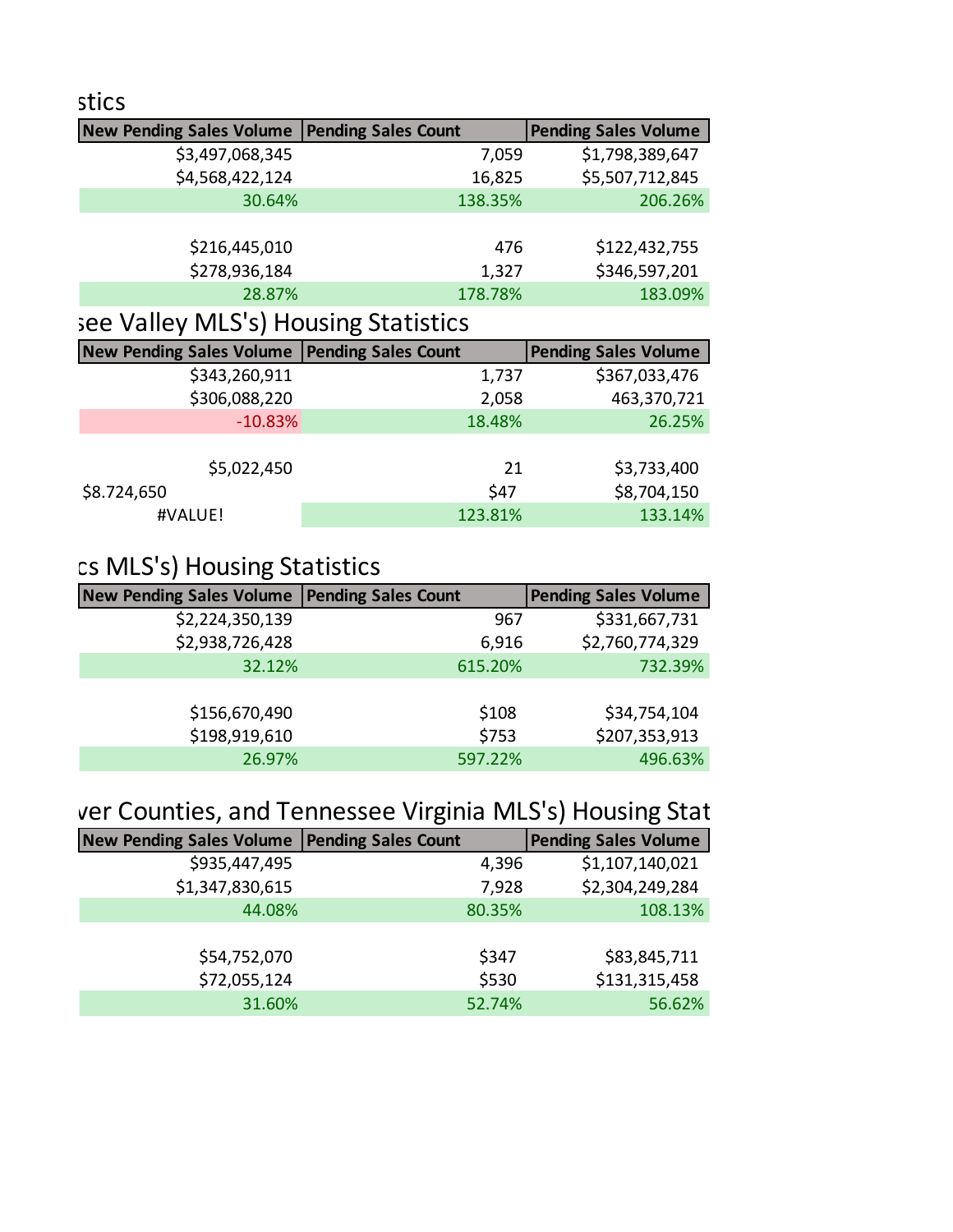stics

| New Pending Sales Volume | Pending Sales Count | Pending Sales Volume |
|---|---|---|
| $3,497,068,345 | 7,059 | $1,798,389,647 |
| $4,568,422,124 | 16,825 | $5,507,712,845 |
| 30.64% | 138.35% | 206.26% |
| | | |
| $216,445,010 | 476 | $122,432,755 |
| $278,936,184 | 1,327 | $346,597,201 |
| 28.87% | 178.78% | 183.09% |

see Valley MLS's) Housing Statistics

| New Pending Sales Volume | Pending Sales Count | Pending Sales Volume |
|---|---|---|
| $343,260,911 | 1,737 | $367,033,476 |
| $306,088,220 | 2,058 | 463,370,721 |
| -10.83% | 18.48% | 26.25% |
| | | |
| $5,022,450 | 21 | $3,733,400 |
| $8.724,650 | $47 | $8,704,150 |
| #VALUE! | 123.81% | 133.14% |

cs MLS's) Housing Statistics

| New Pending Sales Volume | Pending Sales Count | Pending Sales Volume |
|---|---|---|
| $2,224,350,139 | 967 | $331,667,731 |
| $2,938,726,428 | 6,916 | $2,760,774,329 |
| 32.12% | 615.20% | 732.39% |
| | | |
| $156,670,490 | $108 | $34,754,104 |
| $198,919,610 | $753 | $207,353,913 |
| 26.97% | 597.22% | 496.63% |

ver Counties, and Tennessee Virginia MLS's) Housing Stat

| New Pending Sales Volume | Pending Sales Count | Pending Sales Volume |
|---|---|---|
| $935,447,495 | 4,396 | $1,107,140,021 |
| $1,347,830,615 | 7,928 | $2,304,249,284 |
| 44.08% | 80.35% | 108.13% |
| | | |
| $54,752,070 | $347 | $83,845,711 |
| $72,055,124 | $530 | $131,315,458 |
| 31.60% | 52.74% | 56.62% |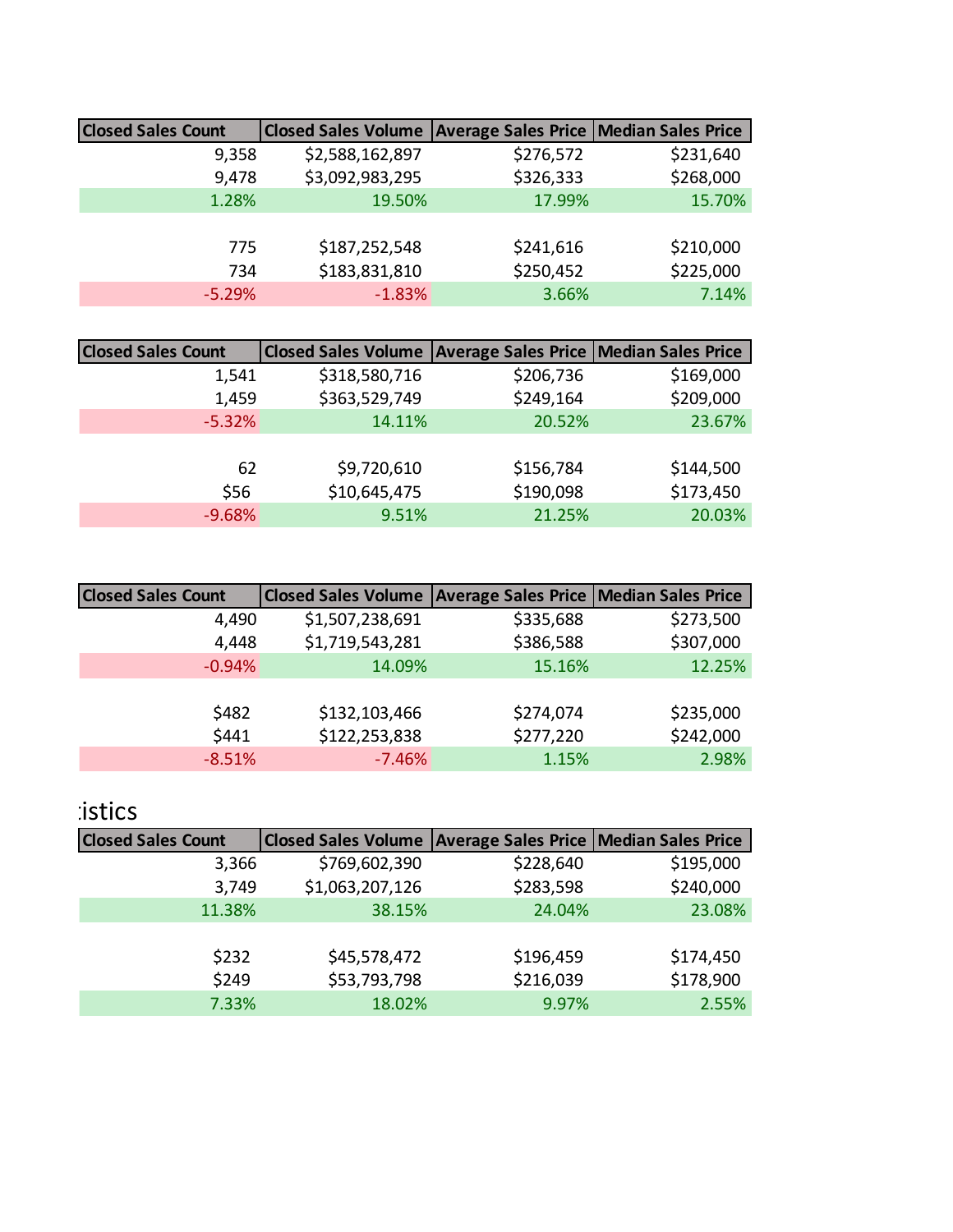| Closed Sales Count | Closed Sales Volume | Average Sales Price | Median Sales Price |
|---|---|---|---|
| 9,358 | $2,588,162,897 | $276,572 | $231,640 |
| 9,478 | $3,092,983,295 | $326,333 | $268,000 |
| 1.28% | 19.50% | 17.99% | 15.70% |
| | | | |
| 775 | $187,252,548 | $241,616 | $210,000 |
| 734 | $183,831,810 | $250,452 | $225,000 |
| -5.29% | -1.83% | 3.66% | 7.14% |

| Closed Sales Count | Closed Sales Volume | Average Sales Price | Median Sales Price |
|---|---|---|---|
| 1,541 | $318,580,716 | $206,736 | $169,000 |
| 1,459 | $363,529,749 | $249,164 | $209,000 |
| -5.32% | 14.11% | 20.52% | 23.67% |
| | | | |
| 62 | $9,720,610 | $156,784 | $144,500 |
| $56 | $10,645,475 | $190,098 | $173,450 |
| -9.68% | 9.51% | 21.25% | 20.03% |

| Closed Sales Count | Closed Sales Volume | Average Sales Price | Median Sales Price |
|---|---|---|---|
| 4,490 | $1,507,238,691 | $335,688 | $273,500 |
| 4,448 | $1,719,543,281 | $386,588 | $307,000 |
| -0.94% | 14.09% | 15.16% | 12.25% |
| | | | |
| $482 | $132,103,466 | $274,074 | $235,000 |
| $441 | $122,253,838 | $277,220 | $242,000 |
| -8.51% | -7.46% | 1.15% | 2.98% |

istics

| Closed Sales Count | Closed Sales Volume | Average Sales Price | Median Sales Price |
|---|---|---|---|
| 3,366 | $769,602,390 | $228,640 | $195,000 |
| 3,749 | $1,063,207,126 | $283,598 | $240,000 |
| 11.38% | 38.15% | 24.04% | 23.08% |
| | | | |
| $232 | $45,578,472 | $196,459 | $174,450 |
| $249 | $53,793,798 | $216,039 | $178,900 |
| 7.33% | 18.02% | 9.97% | 2.55% |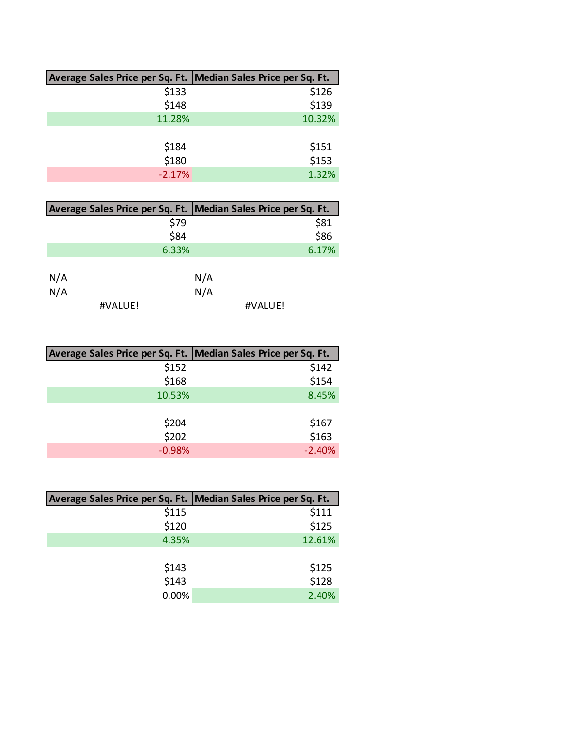| Average Sales Price per Sq. Ft. | Median Sales Price per Sq. Ft. |
|---|---|
| $133 | $126 |
| $148 | $139 |
| 11.28% | 10.32% |
| | |
| $184 | $151 |
| $180 | $153 |
| -2.17% | 1.32% |

| Average Sales Price per Sq. Ft. | Median Sales Price per Sq. Ft. |
|---|---|
| $79 | $81 |
| $84 | $86 |
| 6.33% | 6.17% |
| | |
| N/A | N/A |
| N/A | N/A |
| #VALUE! | #VALUE! |

| Average Sales Price per Sq. Ft. | Median Sales Price per Sq. Ft. |
|---|---|
| $152 | $142 |
| $168 | $154 |
| 10.53% | 8.45% |
| | |
| $204 | $167 |
| $202 | $163 |
| -0.98% | -2.40% |

| Average Sales Price per Sq. Ft. | Median Sales Price per Sq. Ft. |
|---|---|
| $115 | $111 |
| $120 | $125 |
| 4.35% | 12.61% |
| | |
| $143 | $125 |
| $143 | $128 |
| 0.00% | 2.40% |